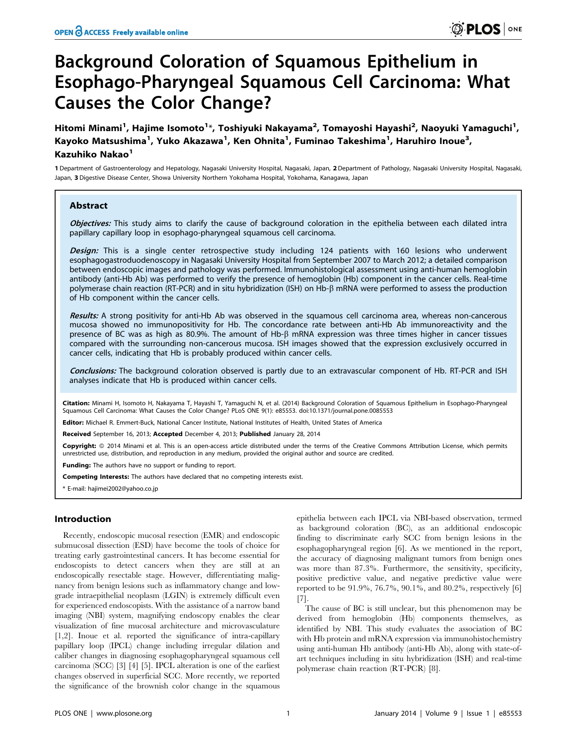# Background Coloration of Squamous Epithelium in Esophago-Pharyngeal Squamous Cell Carcinoma: What Causes the Color Change?

Hitomi Minami[1], Hajime Isomoto[1]*, Toshiyuki Nakayama[2], Tomayoshi Hayashi[2], Naoyuki Yamaguchi[1], Kayoko Matsushima[1], Yuko Akazawa[1], Ken Ohnita[1], Fuminao Takeshima[1], Haruhiro Inoue[3], Kazuhiko Nakao[1]

1 Department of Gastroenterology and Hepatology, Nagasaki University Hospital, Nagasaki, Japan, 2 Department of Pathology, Nagasaki University Hospital, Nagasaki, Japan, 3 Digestive Disease Center, Showa University Northern Yokohama Hospital, Yokohama, Kanagawa, Japan

## Abstract

***Objectives:*** This study aims to clarify the cause of background coloration in the epithelia between each dilated intra papillary capillary loop in esophago-pharyngeal squamous cell carcinoma.

***Design:*** This is a single center retrospective study including 124 patients with 160 lesions who underwent esophagogastroduodenoscopy in Nagasaki University Hospital from September 2007 to March 2012; a detailed comparison between endoscopic images and pathology was performed. Immunohistological assessment using anti-human hemoglobin antibody (anti-Hb Ab) was performed to verify the presence of hemoglobin (Hb) component in the cancer cells. Real-time polymerase chain reaction (RT-PCR) and in situ hybridization (ISH) on Hb-β mRNA were performed to assess the production of Hb component within the cancer cells.

***Results:*** A strong positivity for anti-Hb Ab was observed in the squamous cell carcinoma area, whereas non-cancerous mucosa showed no immunopositivity for Hb. The concordance rate between anti-Hb Ab immunoreactivity and the presence of BC was as high as 80.9%. The amount of Hb-β mRNA expression was three times higher in cancer tissues compared with the surrounding non-cancerous mucosa. ISH images showed that the expression exclusively occurred in cancer cells, indicating that Hb is probably produced within cancer cells.

***Conclusions:*** The background coloration observed is partly due to an extravascular component of Hb. RT-PCR and ISH analyses indicate that Hb is produced within cancer cells.

**Citation:** Minami H, Isomoto H, Nakayama T, Hayashi T, Yamaguchi N, et al. (2014) Background Coloration of Squamous Epithelium in Esophago-Pharyngeal Squamous Cell Carcinoma: What Causes the Color Change? PLoS ONE 9(1): e85553. doi:10.1371/journal.pone.0085553

**Editor:** Michael R. Emmert-Buck, National Cancer Institute, National Institutes of Health, United States of America

**Received** September 16, 2013; **Accepted** December 4, 2013; **Published** January 28, 2014

**Copyright:** © 2014 Minami et al. This is an open-access article distributed under the terms of the Creative Commons Attribution License, which permits unrestricted use, distribution, and reproduction in any medium, provided the original author and source are credited.

**Funding:** The authors have no support or funding to report.

**Competing Interests:** The authors have declared that no competing interests exist.

\* E-mail: hajimei2002@yahoo.co.jp

## Introduction

Recently, endoscopic mucosal resection (EMR) and endoscopic submucosal dissection (ESD) have become the tools of choice for treating early gastrointestinal cancers. It has become essential for endoscopists to detect cancers when they are still at an endoscopically resectable stage. However, differentiating malignancy from benign lesions such as inflammatory change and low-grade intraepithelial neoplasm (LGIN) is extremely difficult even for experienced endoscopists. With the assistance of a narrow band imaging (NBI) system, magnifying endoscopy enables the clear visualization of fine mucosal architecture and microvasculature [1,2]. Inoue et al. reported the significance of intra-capillary papillary loop (IPCL) change including irregular dilation and caliber changes in diagnosing esophagopharyngeal squamous cell carcinoma (SCC) [3] [4] [5]. IPCL alteration is one of the earliest changes observed in superficial SCC. More recently, we reported the significance of the brownish color change in the squamous epithelia between each IPCL via NBI-based observation, termed as background coloration (BC), as an additional endoscopic finding to discriminate early SCC from benign lesions in the esophagopharyngeal region [6]. As we mentioned in the report, the accuracy of diagnosing malignant tumors from benign ones was more than 87.3%. Furthermore, the sensitivity, specificity, positive predictive value, and negative predictive value were reported to be 91.9%, 76.7%, 90.1%, and 80.2%, respectively [6] [7].

The cause of BC is still unclear, but this phenomenon may be derived from hemoglobin (Hb) components themselves, as identified by NBI. This study evaluates the association of BC with Hb protein and mRNA expression via immunohistochemistry using anti-human Hb antibody (anti-Hb Ab), along with state-of-art techniques including in situ hybridization (ISH) and real-time polymerase chain reaction (RT-PCR) [8].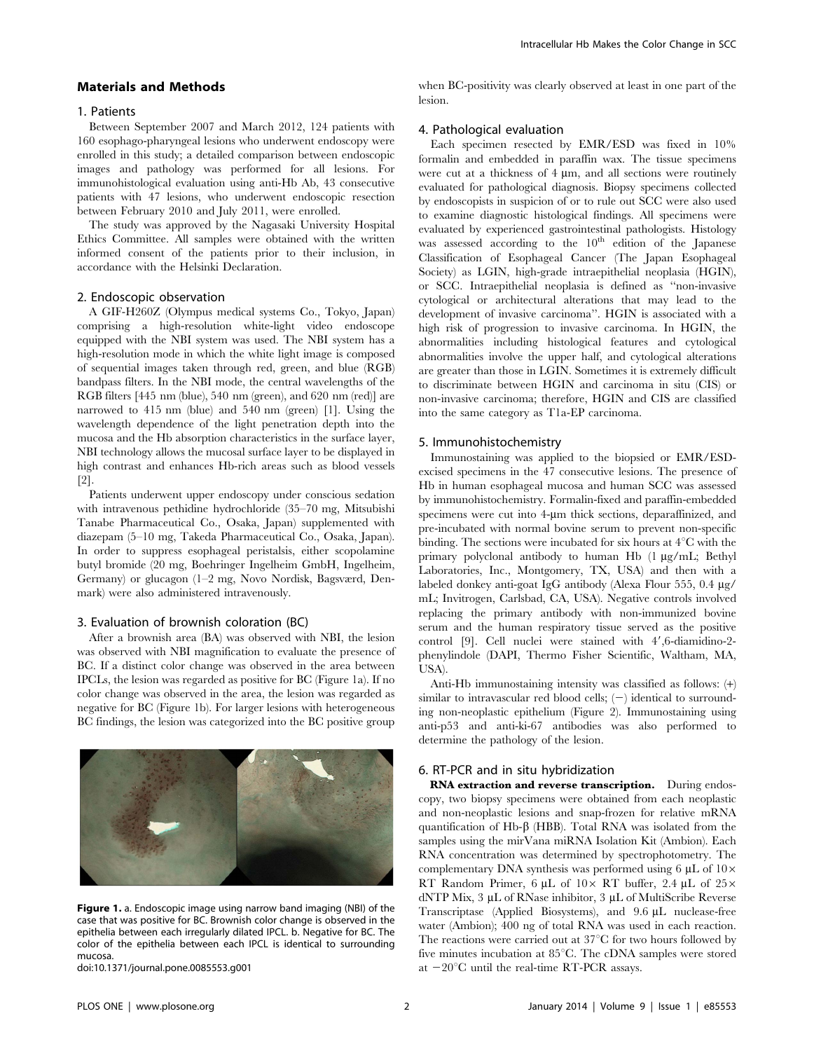## Materials and Methods

### 1. Patients

Between September 2007 and March 2012, 124 patients with 160 esophago-pharyngeal lesions who underwent endoscopy were enrolled in this study; a detailed comparison between endoscopic images and pathology was performed for all lesions. For immunohistological evaluation using anti-Hb Ab, 43 consecutive patients with 47 lesions, who underwent endoscopic resection between February 2010 and July 2011, were enrolled.

The study was approved by the Nagasaki University Hospital Ethics Committee. All samples were obtained with the written informed consent of the patients prior to their inclusion, in accordance with the Helsinki Declaration.

### 2. Endoscopic observation

A GIF-H260Z (Olympus medical systems Co., Tokyo, Japan) comprising a high-resolution white-light video endoscope equipped with the NBI system was used. The NBI system has a high-resolution mode in which the white light image is composed of sequential images taken through red, green, and blue (RGB) bandpass filters. In the NBI mode, the central wavelengths of the RGB filters [445 nm (blue), 540 nm (green), and 620 nm (red)] are narrowed to 415 nm (blue) and 540 nm (green) [1]. Using the wavelength dependence of the light penetration depth into the mucosa and the Hb absorption characteristics in the surface layer, NBI technology allows the mucosal surface layer to be displayed in high contrast and enhances Hb-rich areas such as blood vessels [2].

Patients underwent upper endoscopy under conscious sedation with intravenous pethidine hydrochloride (35–70 mg, Mitsubishi Tanabe Pharmaceutical Co., Osaka, Japan) supplemented with diazepam (5–10 mg, Takeda Pharmaceutical Co., Osaka, Japan). In order to suppress esophageal peristalsis, either scopolamine butyl bromide (20 mg, Boehringer Ingelheim GmbH, Ingelheim, Germany) or glucagon (1–2 mg, Novo Nordisk, Bagsværd, Denmark) were also administered intravenously.

### 3. Evaluation of brownish coloration (BC)

After a brownish area (BA) was observed with NBI, the lesion was observed with NBI magnification to evaluate the presence of BC. If a distinct color change was observed in the area between IPCLs, the lesion was regarded as positive for BC (Figure 1a). If no color change was observed in the area, the lesion was regarded as negative for BC (Figure 1b). For larger lesions with heterogeneous BC findings, the lesion was categorized into the BC positive group when BC-positivity was clearly observed at least in one part of the lesion.

**Figure 1.** a. Endoscopic image using narrow band imaging (NBI) of the case that was positive for BC. Brownish color change is observed in the epithelia between each irregularly dilated IPCL. b. Negative for BC. The color of the epithelia between each IPCL is identical to surrounding mucosa.
doi:10.1371/journal.pone.0085553.g001

### 4. Pathological evaluation

Each specimen resected by EMR/ESD was fixed in 10% formalin and embedded in paraffin wax. The tissue specimens were cut at a thickness of 4 µm, and all sections were routinely evaluated for pathological diagnosis. Biopsy specimens collected by endoscopists in suspicion of or to rule out SCC were also used to examine diagnostic histological findings. All specimens were evaluated by experienced gastrointestinal pathologists. Histology was assessed according to the 10[th] edition of the Japanese Classification of Esophageal Cancer (The Japan Esophageal Society) as LGIN, high-grade intraepithelial neoplasia (HGIN), or SCC. Intraepithelial neoplasia is defined as "non-invasive cytological or architectural alterations that may lead to the development of invasive carcinoma". HGIN is associated with a high risk of progression to invasive carcinoma. In HGIN, the abnormalities including histological features and cytological abnormalities involve the upper half, and cytological alterations are greater than those in LGIN. Sometimes it is extremely difficult to discriminate between HGIN and carcinoma in situ (CIS) or non-invasive carcinoma; therefore, HGIN and CIS are classified into the same category as T1a-EP carcinoma.

### 5. Immunohistochemistry

Immunostaining was applied to the biopsied or EMR/ESD-excised specimens in the 47 consecutive lesions. The presence of Hb in human esophageal mucosa and human SCC was assessed by immunohistochemistry. Formalin-fixed and paraffin-embedded specimens were cut into 4-µm thick sections, deparaffinized, and pre-incubated with normal bovine serum to prevent non-specific binding. The sections were incubated for six hours at 4°C with the primary polyclonal antibody to human Hb (1 µg/mL; Bethyl Laboratories, Inc., Montgomery, TX, USA) and then with a labeled donkey anti-goat IgG antibody (Alexa Flour 555, 0.4 µg/mL; Invitrogen, Carlsbad, CA, USA). Negative controls involved replacing the primary antibody with non-immunized bovine serum and the human respiratory tissue served as the positive control [9]. Cell nuclei were stained with 4′,6-diamidino-2-phenylindole (DAPI, Thermo Fisher Scientific, Waltham, MA, USA).

Anti-Hb immunostaining intensity was classified as follows: (+) similar to intravascular red blood cells; (−) identical to surrounding non-neoplastic epithelium (Figure 2). Immunostaining using anti-p53 and anti-ki-67 antibodies was also performed to determine the pathology of the lesion.

### 6. RT-PCR and in situ hybridization

**RNA extraction and reverse transcription.** During endoscopy, two biopsy specimens were obtained from each neoplastic and non-neoplastic lesions and snap-frozen for relative mRNA quantification of Hb-β (HBB). Total RNA was isolated from the samples using the mirVana miRNA Isolation Kit (Ambion). Each RNA concentration was determined by spectrophotometry. The complementary DNA synthesis was performed using 6 µL of 10× RT Random Primer, 6 µL of 10× RT buffer, 2.4 µL of 25× dNTP Mix, 3 µL of RNase inhibitor, 3 µL of MultiScribe Reverse Transcriptase (Applied Biosystems), and 9.6 µL nuclease-free water (Ambion); 400 ng of total RNA was used in each reaction. The reactions were carried out at 37°C for two hours followed by five minutes incubation at 85°C. The cDNA samples were stored at −20°C until the real-time RT-PCR assays.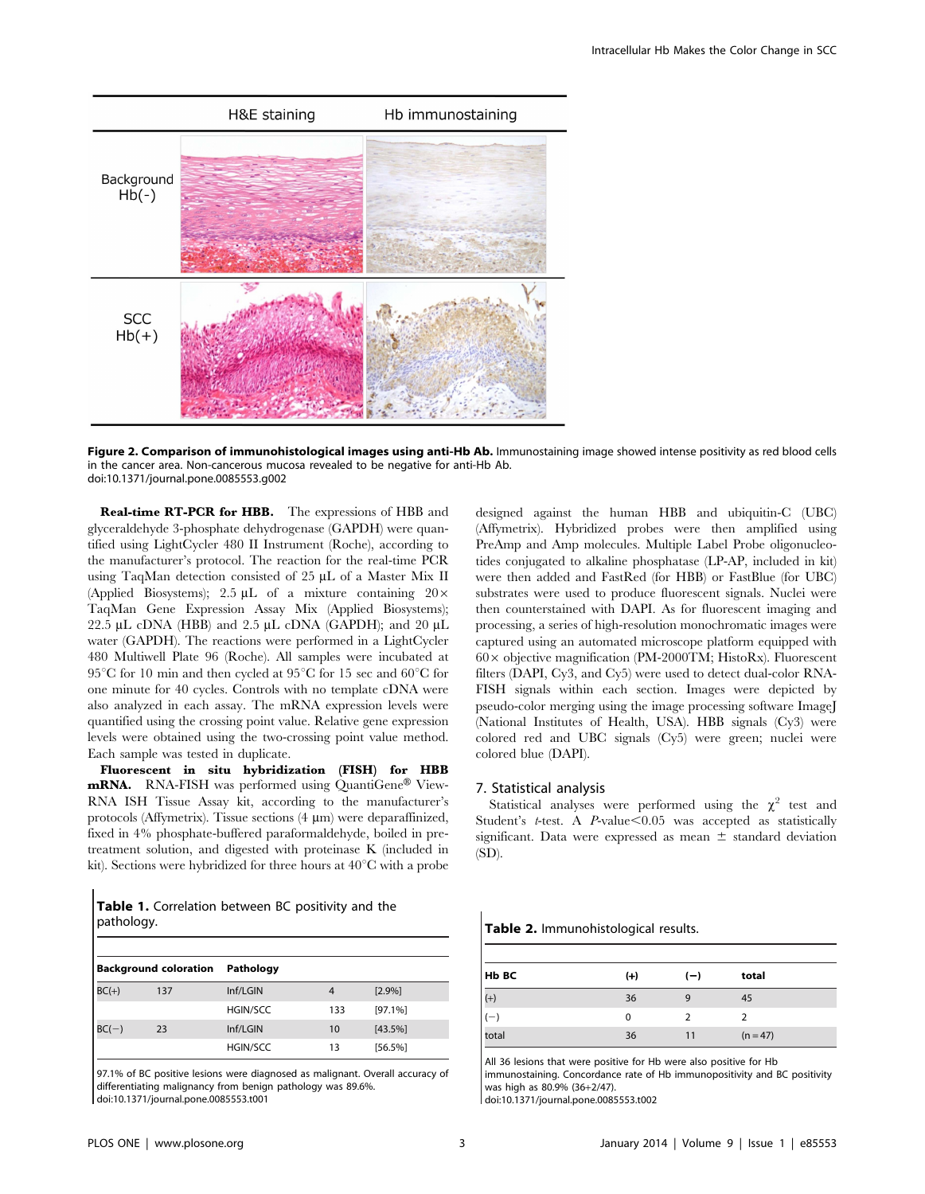Figure 2. Comparison of immunohistological images using anti-Hb Ab. Immunostaining image showed intense positivity as red blood cells in the cancer area. Non-cancerous mucosa revealed to be negative for anti-Hb Ab.
doi:10.1371/journal.pone.0085553.g002

**Real-time RT-PCR for HBB.** The expressions of HBB and glyceraldehyde 3-phosphate dehydrogenase (GAPDH) were quantified using LightCycler 480 II Instrument (Roche), according to the manufacturer's protocol. The reaction for the real-time PCR using TaqMan detection consisted of 25 µL of a Master Mix II (Applied Biosystems); 2.5 µL of a mixture containing 20× TaqMan Gene Expression Assay Mix (Applied Biosystems); 22.5 µL cDNA (HBB) and 2.5 µL cDNA (GAPDH); and 20 µL water (GAPDH). The reactions were performed in a LightCycler 480 Multiwell Plate 96 (Roche). All samples were incubated at 95°C for 10 min and then cycled at 95°C for 15 sec and 60°C for one minute for 40 cycles. Controls with no template cDNA were also analyzed in each assay. The mRNA expression levels were quantified using the crossing point value. Relative gene expression levels were obtained using the two-crossing point value method. Each sample was tested in duplicate.

**Fluorescent in situ hybridization (FISH) for HBB mRNA.** RNA-FISH was performed using QuantiGene® View-RNA ISH Tissue Assay kit, according to the manufacturer's protocols (Affymetrix). Tissue sections (4 µm) were deparaffinized, fixed in 4% phosphate-buffered paraformaldehyde, boiled in pre-treatment solution, and digested with proteinase K (included in kit). Sections were hybridized for three hours at 40°C with a probe designed against the human HBB and ubiquitin-C (UBC) (Affymetrix). Hybridized probes were then amplified using PreAmp and Amp molecules. Multiple Label Probe oligonucleotides conjugated to alkaline phosphatase (LP-AP, included in kit) were then added and FastRed (for HBB) or FastBlue (for UBC) substrates were used to produce fluorescent signals. Nuclei were then counterstained with DAPI. As for fluorescent imaging and processing, a series of high-resolution monochromatic images were captured using an automated microscope platform equipped with 60× objective magnification (PM-2000TM; HistoRx). Fluorescent filters (DAPI, Cy3, and Cy5) were used to detect dual-color RNA-FISH signals within each section. Images were depicted by pseudo-color merging using the image processing software ImageJ (National Institutes of Health, USA). HBB signals (Cy3) were colored red and UBC signals (Cy5) were green; nuclei were colored blue (DAPI).

## 7. Statistical analysis

Statistical analyses were performed using the $\chi^2$ test and Student's *t*-test. A *P*-value$<$0.05 was accepted as statistically significant. Data were expressed as mean ± standard deviation (SD).

**Table 1.** Correlation between BC positivity and the pathology.

| Background coloration | | Pathology | | |
|---|---|---|---|---|
| BC(+) | 137 | Inf/LGIN | 4 | [2.9%] |
| | | HGIN/SCC | 133 | [97.1%] |
| BC(−) | 23 | Inf/LGIN | 10 | [43.5%] |
| | | HGIN/SCC | 13 | [56.5%] |

97.1% of BC positive lesions were diagnosed as malignant. Overall accuracy of differentiating malignancy from benign pathology was 89.6%.
doi:10.1371/journal.pone.0085553.t001

**Table 2.** Immunohistological results.

| Hb BC | (+) | (−) | total |
|---|---|---|---|
| (+) | 36 | 9 | 45 |
| (−) | 0 | 2 | 2 |
| total | 36 | 11 | (n = 47) |

All 36 lesions that were positive for Hb were also positive for Hb immunostaining. Concordance rate of Hb immunopositivity and BC positivity was high as 80.9% (36+2/47).
doi:10.1371/journal.pone.0085553.t002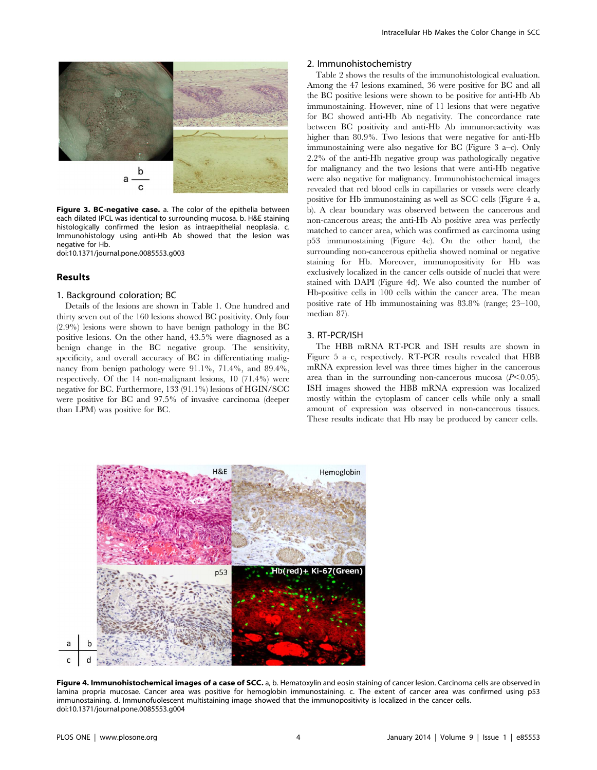**Figure 3. BC-negative case.** a. The color of the epithelia between each dilated IPCL was identical to surrounding mucosa. b. H&E staining histologically confirmed the lesion as intraepithelial neoplasia. c. Immunohistology using anti-Hb Ab showed that the lesion was negative for Hb.
doi:10.1371/journal.pone.0085553.g003

## Results

### 1. Background coloration; BC

Details of the lesions are shown in Table 1. One hundred and thirty seven out of the 160 lesions showed BC positivity. Only four (2.9%) lesions were shown to have benign pathology in the BC positive lesions. On the other hand, 43.5% were diagnosed as a benign change in the BC negative group. The sensitivity, specificity, and overall accuracy of BC in differentiating malignancy from benign pathology were 91.1%, 71.4%, and 89.4%, respectively. Of the 14 non-malignant lesions, 10 (71.4%) were negative for BC. Furthermore, 133 (91.1%) lesions of HGIN/SCC were positive for BC and 97.5% of invasive carcinoma (deeper than LPM) was positive for BC.

### 2. Immunohistochemistry

Table 2 shows the results of the immunohistological evaluation. Among the 47 lesions examined, 36 were positive for BC and all the BC positive lesions were shown to be positive for anti-Hb Ab immunostaining. However, nine of 11 lesions that were negative for BC showed anti-Hb Ab negativity. The concordance rate between BC positivity and anti-Hb Ab immunoreactivity was higher than 80.9%. Two lesions that were negative for anti-Hb immunostaining were also negative for BC (Figure 3 a–c). Only 2.2% of the anti-Hb negative group was pathologically negative for malignancy and the two lesions that were anti-Hb negative were also negative for malignancy. Immunohistochemical images revealed that red blood cells in capillaries or vessels were clearly positive for Hb immunostaining as well as SCC cells (Figure 4 a, b). A clear boundary was observed between the cancerous and non-cancerous areas; the anti-Hb Ab positive area was perfectly matched to cancer area, which was confirmed as carcinoma using p53 immunostaining (Figure 4c). On the other hand, the surrounding non-cancerous epithelia showed nominal or negative staining for Hb. Moreover, immunopositivity for Hb was exclusively localized in the cancer cells outside of nuclei that were stained with DAPI (Figure 4d). We also counted the number of Hb-positive cells in 100 cells within the cancer area. The mean positive rate of Hb immunostaining was 83.8% (range; 23–100, median 87).

### 3. RT-PCR/ISH

The HBB mRNA RT-PCR and ISH results are shown in Figure 5 a–c, respectively. RT-PCR results revealed that HBB mRNA expression level was three times higher in the cancerous area than in the surrounding non-cancerous mucosa ($P<0.05$). ISH images showed the HBB mRNA expression was localized mostly within the cytoplasm of cancer cells while only a small amount of expression was observed in non-cancerous tissues. These results indicate that Hb may be produced by cancer cells.

**Figure 4. Immunohistochemical images of a case of SCC.** a, b. Hematoxylin and eosin staining of cancer lesion. Carcinoma cells are observed in lamina propria mucosae. Cancer area was positive for hemoglobin immunostaining. c. The extent of cancer area was confirmed using p53 immunostaining. d. Immunofuolescent multistaining image showed that the immunopositivity is localized in the cancer cells.
doi:10.1371/journal.pone.0085553.g004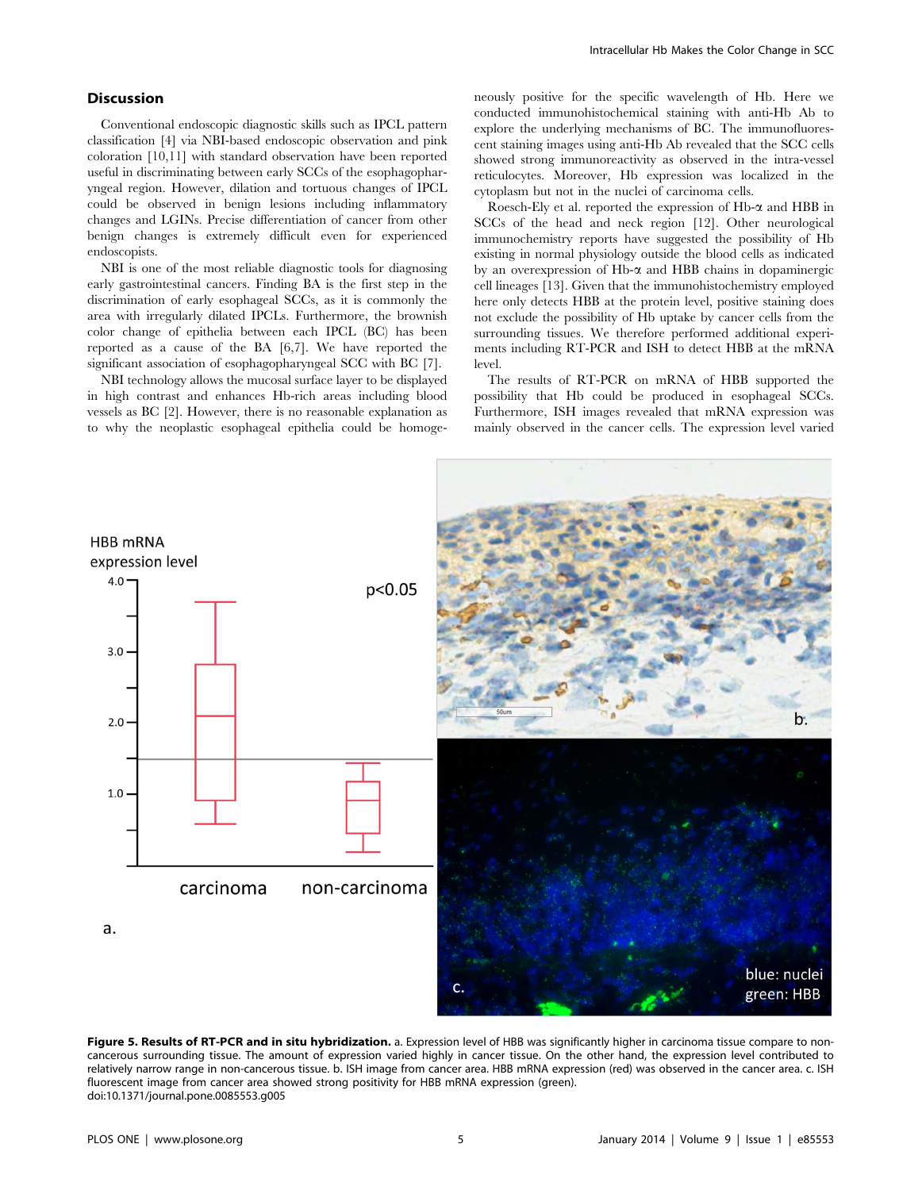## Discussion

Conventional endoscopic diagnostic skills such as IPCL pattern classification [4] via NBI-based endoscopic observation and pink coloration [10,11] with standard observation have been reported useful in discriminating between early SCCs of the esophagopharyngeal region. However, dilation and tortuous changes of IPCL could be observed in benign lesions including inflammatory changes and LGINs. Precise differentiation of cancer from other benign changes is extremely difficult even for experienced endoscopists.

NBI is one of the most reliable diagnostic tools for diagnosing early gastrointestinal cancers. Finding BA is the first step in the discrimination of early esophageal SCCs, as it is commonly the area with irregularly dilated IPCLs. Furthermore, the brownish color change of epithelia between each IPCL (BC) has been reported as a cause of the BA [6,7]. We have reported the significant association of esophagopharyngeal SCC with BC [7].

NBI technology allows the mucosal surface layer to be displayed in high contrast and enhances Hb-rich areas including blood vessels as BC [2]. However, there is no reasonable explanation as to why the neoplastic esophageal epithelia could be homogeneously positive for the specific wavelength of Hb. Here we conducted immunohistochemical staining with anti-Hb Ab to explore the underlying mechanisms of BC. The immunofluorescent staining images using anti-Hb Ab revealed that the SCC cells showed strong immunoreactivity as observed in the intra-vessel reticulocytes. Moreover, Hb expression was localized in the cytoplasm but not in the nuclei of carcinoma cells.

Roesch-Ely et al. reported the expression of Hb-α and HBB in SCCs of the head and neck region [12]. Other neurological immunochemistry reports have suggested the possibility of Hb existing in normal physiology outside the blood cells as indicated by an overexpression of Hb-α and HBB chains in dopaminergic cell lineages [13]. Given that the immunohistochemistry employed here only detects HBB at the protein level, positive staining does not exclude the possibility of Hb uptake by cancer cells from the surrounding tissues. We therefore performed additional experiments including RT-PCR and ISH to detect HBB at the mRNA level.

The results of RT-PCR on mRNA of HBB supported the possibility that Hb could be produced in esophageal SCCs. Furthermore, ISH images revealed that mRNA expression was mainly observed in the cancer cells. The expression level varied

**Figure 5. Results of RT-PCR and in situ hybridization.** a. Expression level of HBB was significantly higher in carcinoma tissue compare to non-cancerous surrounding tissue. The amount of expression varied highly in cancer tissue. On the other hand, the expression level contributed to relatively narrow range in non-cancerous tissue. b. ISH image from cancer area. HBB mRNA expression (red) was observed in the cancer area. c. ISH fluorescent image from cancer area showed strong positivity for HBB mRNA expression (green).
doi:10.1371/journal.pone.0085553.g005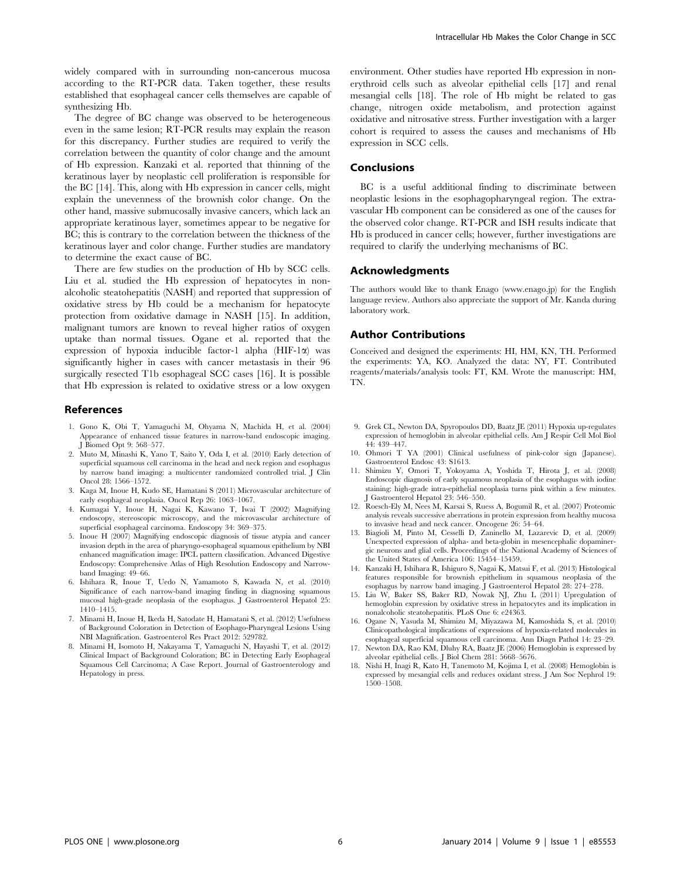widely compared with in surrounding non-cancerous mucosa according to the RT-PCR data. Taken together, these results established that esophageal cancer cells themselves are capable of synthesizing Hb.

The degree of BC change was observed to be heterogeneous even in the same lesion; RT-PCR results may explain the reason for this discrepancy. Further studies are required to verify the correlation between the quantity of color change and the amount of Hb expression. Kanzaki et al. reported that thinning of the keratinous layer by neoplastic cell proliferation is responsible for the BC [14]. This, along with Hb expression in cancer cells, might explain the unevenness of the brownish color change. On the other hand, massive submucosally invasive cancers, which lack an appropriate keratinous layer, sometimes appear to be negative for BC; this is contrary to the correlation between the thickness of the keratinous layer and color change. Further studies are mandatory to determine the exact cause of BC.

There are few studies on the production of Hb by SCC cells. Liu et al. studied the Hb expression of hepatocytes in non-alcoholic steatohepatitis (NASH) and reported that suppression of oxidative stress by Hb could be a mechanism for hepatocyte protection from oxidative damage in NASH [15]. In addition, malignant tumors are known to reveal higher ratios of oxygen uptake than normal tissues. Ogane et al. reported that the expression of hypoxia inducible factor-1 alpha (HIF-1α) was significantly higher in cases with cancer metastasis in their 96 surgically resected T1b esophageal SCC cases [16]. It is possible that Hb expression is related to oxidative stress or a low oxygen environment. Other studies have reported Hb expression in non-erythroid cells such as alveolar epithelial cells [17] and renal mesangial cells [18]. The role of Hb might be related to gas change, nitrogen oxide metabolism, and protection against oxidative and nitrosative stress. Further investigation with a larger cohort is required to assess the causes and mechanisms of Hb expression in SCC cells.

## Conclusions

BC is a useful additional finding to discriminate between neoplastic lesions in the esophagopharyngeal region. The extravascular Hb component can be considered as one of the causes for the observed color change. RT-PCR and ISH results indicate that Hb is produced in cancer cells; however, further investigations are required to clarify the underlying mechanisms of BC.

## Acknowledgments

The authors would like to thank Enago (www.enago.jp) for the English language review. Authors also appreciate the support of Mr. Kanda during laboratory work.

## Author Contributions

Conceived and designed the experiments: HI, HM, KN, TH. Performed the experiments: YA, KO. Analyzed the data: NY, FT. Contributed reagents/materials/analysis tools: FT, KM. Wrote the manuscript: HM, TN.

## References

1. Gono K, Obi T, Yamaguchi M, Ohyama N, Machida H, et al. (2004) Appearance of enhanced tissue features in narrow-band endoscopic imaging. J Biomed Opt 9: 568–577.
2. Muto M, Minashi K, Yano T, Saito Y, Oda I, et al. (2010) Early detection of superficial squamous cell carcinoma in the head and neck region and esophagus by narrow band imaging: a multicenter randomized controlled trial. J Clin Oncol 28: 1566–1572.
3. Kaga M, Inoue H, Kudo SE, Hamatani S (2011) Microvascular architecture of early esophageal neoplasia. Oncol Rep 26: 1063–1067.
4. Kumagai Y, Inoue H, Nagai K, Kawano T, Iwai T (2002) Magnifying endoscopy, stereoscopic microscopy, and the microvascular architecture of superficial esophageal carcinoma. Endoscopy 34: 369–375.
5. Inoue H (2007) Magnifying endoscopic diagnosis of tissue atypia and cancer invasion depth in the area of pharyngo-esophageal squamous epithelium by NBI enhanced magnification image: IPCL pattern classification. Advanced Digestive Endoscopy: Comprehensive Atlas of High Resolution Endoscopy and Narrowband Imaging: 49–66.
6. Ishihara R, Inoue T, Uedo N, Yamamoto S, Kawada N, et al. (2010) Significance of each narrow-band imaging finding in diagnosing squamous mucosal high-grade neoplasia of the esophagus. J Gastroenterol Hepatol 25: 1410–1415.
7. Minami H, Inoue H, Ikeda H, Satodate H, Hamatani S, et al. (2012) Usefulness of Background Coloration in Detection of Esophago-Pharyngeal Lesions Using NBI Magnification. Gastroenterol Res Pract 2012: 529782.
8. Minami H, Isomoto H, Nakayama T, Yamaguchi N, Hayashi T, et al. (2012) Clinical Impact of Background Coloration; BC in Detecting Early Esophageal Squamous Cell Carcinoma; A Case Report. Journal of Gastroenterology and Hepatology in press.
9. Grek CL, Newton DA, Spyropoulos DD, Baatz JE (2011) Hypoxia up-regulates expression of hemoglobin in alveolar epithelial cells. Am J Respir Cell Mol Biol 44: 439–447.
10. Ohmori T YA (2001) Clinical usefulness of pink-color sign (Japanese). Gastroenterol Endosc 43: S1613.
11. Shimizu Y, Omori T, Yokoyama A, Yoshida T, Hirota J, et al. (2008) Endoscopic diagnosis of early squamous neoplasia of the esophagus with iodine staining: high-grade intra-epithelial neoplasia turns pink within a few minutes. J Gastroenterol Hepatol 23: 546–550.
12. Roesch-Ely M, Nees M, Karsai S, Ruess A, Bogumil R, et al. (2007) Proteomic analysis reveals successive aberrations in protein expression from healthy mucosa to invasive head and neck cancer. Oncogene 26: 54–64.
13. Biagioli M, Pinto M, Cesselli D, Zaninello M, Lazarevic D, et al. (2009) Unexpected expression of alpha- and beta-globin in mesencephalic dopaminergic neurons and glial cells. Proceedings of the National Academy of Sciences of the United States of America 106: 15454–15459.
14. Kanzaki H, Ishihara R, Ishiguro S, Nagai K, Matsui F, et al. (2013) Histological features responsible for brownish epithelium in squamous neoplasia of the esophagus by narrow band imaging. J Gastroenterol Hepatol 28: 274–278.
15. Liu W, Baker SS, Baker RD, Nowak NJ, Zhu L (2011) Upregulation of hemoglobin expression by oxidative stress in hepatocytes and its implication in nonalcoholic steatohepatitis. PLoS One 6: e24363.
16. Ogane N, Yasuda M, Shimizu M, Miyazawa M, Kamoshida S, et al. (2010) Clinicopathological implications of expressions of hypoxia-related molecules in esophageal superficial squamous cell carcinoma. Ann Diagn Pathol 14: 23–29.
17. Newton DA, Rao KM, Dluhy RA, Baatz JE (2006) Hemoglobin is expressed by alveolar epithelial cells. J Biol Chem 281: 5668–5676.
18. Nishi H, Inagi R, Kato H, Tanemoto M, Kojima I, et al. (2008) Hemoglobin is expressed by mesangial cells and reduces oxidant stress. J Am Soc Nephrol 19: 1500–1508.